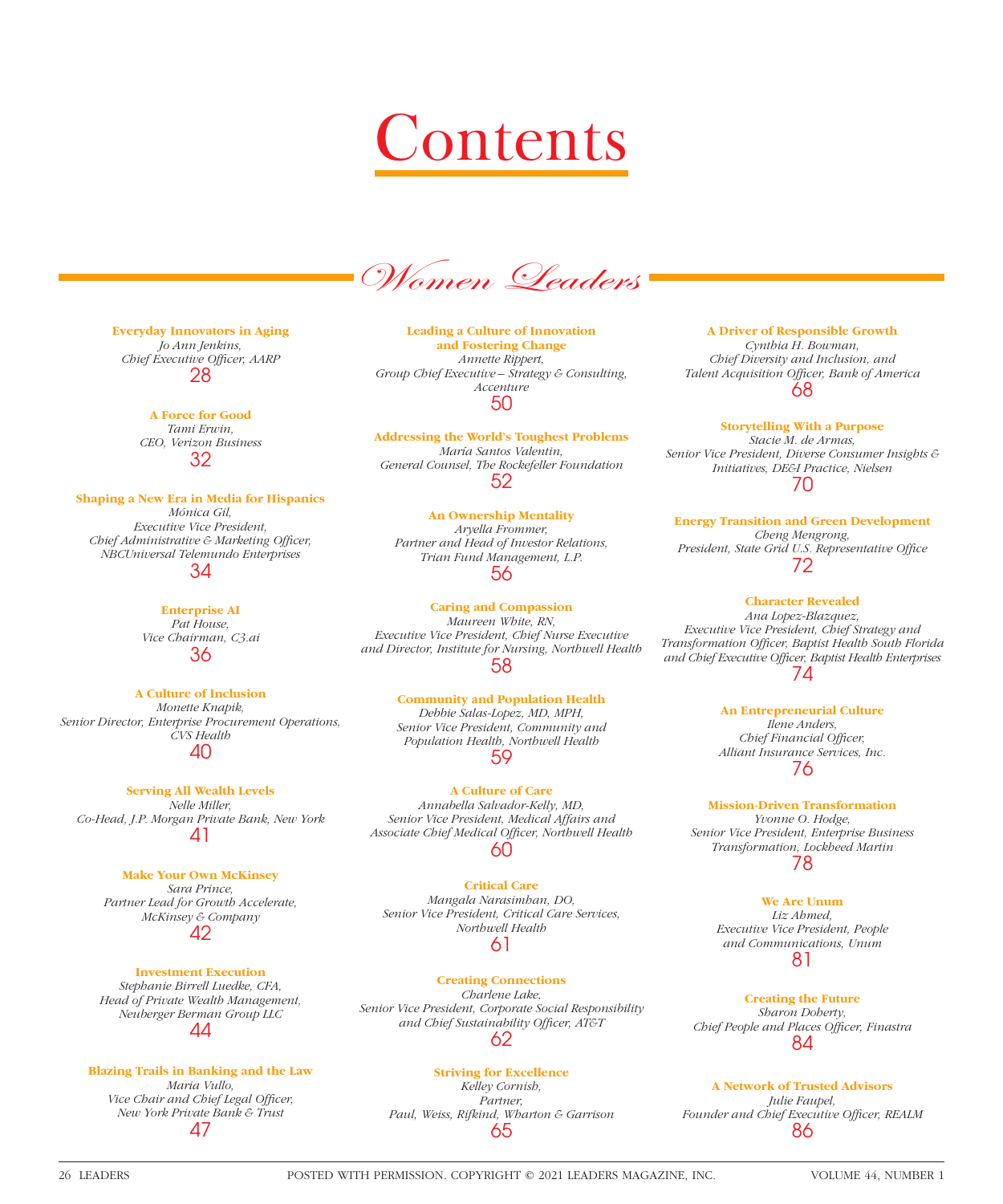# Contents

## *Women Leaders*

**Everyday Innovators in Aging**
*Jo Ann Jenkins,*
*Chief Executive Officer, AARP*
28

**A Force for Good**
*Tami Erwin,*
*CEO, Verizon Business*
32

**Shaping a New Era in Media for Hispanics**
*Mónica Gil,*
*Executive Vice President,*
*Chief Administrative & Marketing Officer,*
*NBCUniversal Telemundo Enterprises*
34

**Enterprise AI**
*Pat House,*
*Vice Chairman, C3.ai*
36

**A Culture of Inclusion**
*Monette Knapik,*
*Senior Director, Enterprise Procurement Operations,*
*CVS Health*
40

**Serving All Wealth Levels**
*Nelle Miller,*
*Co-Head, J.P. Morgan Private Bank, New York*
41

**Make Your Own McKinsey**
*Sara Prince,*
*Partner Lead for Growth Accelerate,*
*McKinsey & Company*
42

**Investment Execution**
*Stephanie Birrell Luedke, CFA,*
*Head of Private Wealth Management,*
*Neuberger Berman Group LLC*
44

**Blazing Trails in Banking and the Law**
*Maria Vullo,*
*Vice Chair and Chief Legal Officer,*
*New York Private Bank & Trust*
47

**Leading a Culture of Innovation and Fostering Change**
*Annette Rippert,*
*Group Chief Executive – Strategy & Consulting,*
*Accenture*
50

**Addressing the World's Toughest Problems**
*María Santos Valentín,*
*General Counsel, The Rockefeller Foundation*
52

**An Ownership Mentality**
*Aryella Frommer,*
*Partner and Head of Investor Relations,*
*Trian Fund Management, L.P.*
56

**Caring and Compassion**
*Maureen White, RN,*
*Executive Vice President, Chief Nurse Executive*
*and Director, Institute for Nursing, Northwell Health*
58

**Community and Population Health**
*Debbie Salas-Lopez, MD, MPH,*
*Senior Vice President, Community and*
*Population Health, Northwell Health*
59

**A Culture of Care**
*Annabella Salvador-Kelly, MD,*
*Senior Vice President, Medical Affairs and*
*Associate Chief Medical Officer, Northwell Health*
60

**Critical Care**
*Mangala Narasimhan, DO,*
*Senior Vice President, Critical Care Services,*
*Northwell Health*
61

**Creating Connections**
*Charlene Lake,*
*Senior Vice President, Corporate Social Responsibility*
*and Chief Sustainability Officer, AT&T*
62

**Striving for Excellence**
*Kelley Cornish,*
*Partner,*
*Paul, Weiss, Rifkind, Wharton & Garrison*
65

**A Driver of Responsible Growth**
*Cynthia H. Bowman,*
*Chief Diversity and Inclusion, and*
*Talent Acquisition Officer, Bank of America*
68

**Storytelling With a Purpose**
*Stacie M. de Armas,*
*Senior Vice President, Diverse Consumer Insights &*
*Initiatives, DE&I Practice, Nielsen*
70

**Energy Transition and Green Development**
*Cheng Mengrong,*
*President, State Grid U.S. Representative Office*
72

**Character Revealed**
*Ana Lopez-Blazquez,*
*Executive Vice President, Chief Strategy and*
*Transformation Officer, Baptist Health South Florida*
*and Chief Executive Officer, Baptist Health Enterprises*
74

**An Entrepreneurial Culture**
*Ilene Anders,*
*Chief Financial Officer,*
*Alliant Insurance Services, Inc.*
76

**Mission-Driven Transformation**
*Yvonne O. Hodge,*
*Senior Vice President, Enterprise Business*
*Transformation, Lockheed Martin*
78

**We Are Unum**
*Liz Ahmed,*
*Executive Vice President, People*
*and Communications, Unum*
81

**Creating the Future**
*Sharon Doherty,*
*Chief People and Places Officer, Finastra*
84

**A Network of Trusted Advisors**
*Julie Faupel,*
*Founder and Chief Executive Officer, REALM*
86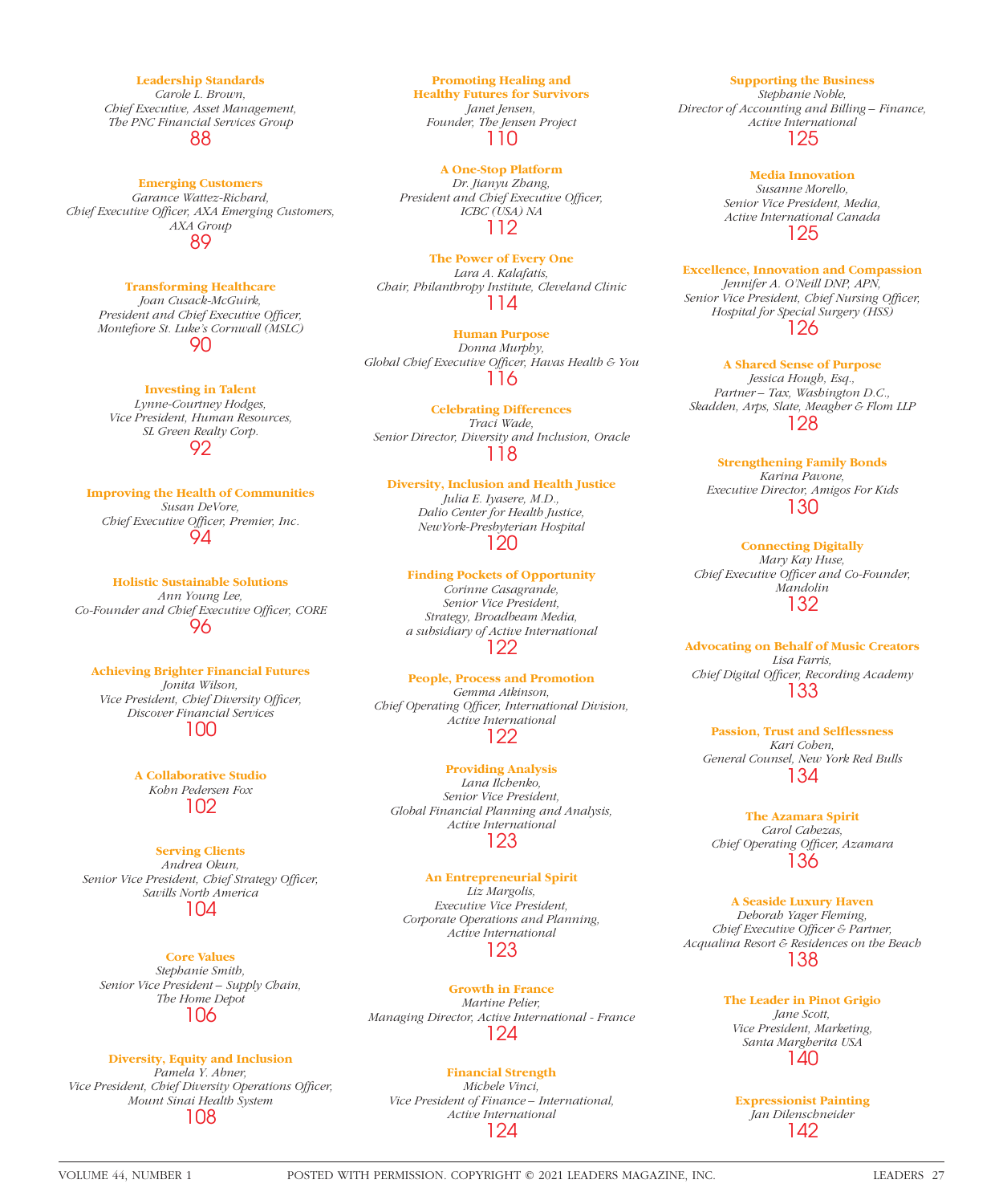**Leadership Standards**
*Carole L. Brown,*
*Chief Executive, Asset Management,*
*The PNC Financial Services Group*
88

**Emerging Customers**
*Garance Wattez-Richard,*
*Chief Executive Officer, AXA Emerging Customers,*
*AXA Group*
89

**Transforming Healthcare**
*Joan Cusack-McGuirk,*
*President and Chief Executive Officer,*
*Montefiore St. Luke's Cornwall (MSLC)*
90

**Investing in Talent**
*Lynne-Courtney Hodges,*
*Vice President, Human Resources,*
*SL Green Realty Corp.*
92

**Improving the Health of Communities**
*Susan DeVore,*
*Chief Executive Officer, Premier, Inc.*
94

**Holistic Sustainable Solutions**
*Ann Young Lee,*
*Co-Founder and Chief Executive Officer, CORE*
96

**Achieving Brighter Financial Futures**
*Jonita Wilson,*
*Vice President, Chief Diversity Officer,*
*Discover Financial Services*
100

**A Collaborative Studio**
*Kohn Pedersen Fox*
102

**Serving Clients**
*Andrea Okun,*
*Senior Vice President, Chief Strategy Officer,*
*Savills North America*
104

**Core Values**
*Stephanie Smith,*
*Senior Vice President – Supply Chain,*
*The Home Depot*
106

**Diversity, Equity and Inclusion**
*Pamela Y. Abner,*
*Vice President, Chief Diversity Operations Officer,*
*Mount Sinai Health System*
108

**Promoting Healing and Healthy Futures for Survivors**
*Janet Jensen,*
*Founder, The Jensen Project*
110

**A One-Stop Platform**
*Dr. Jianyu Zhang,*
*President and Chief Executive Officer,*
*ICBC (USA) NA*
112

**The Power of Every One**
*Lara A. Kalafatis,*
*Chair, Philanthropy Institute, Cleveland Clinic*
114

**Human Purpose**
*Donna Murphy,*
*Global Chief Executive Officer, Havas Health & You*
116

**Celebrating Differences**
*Traci Wade,*
*Senior Director, Diversity and Inclusion, Oracle*
118

**Diversity, Inclusion and Health Justice**
*Julia E. Iyasere, M.D.,*
*Dalio Center for Health Justice,*
*NewYork-Presbyterian Hospital*
120

**Finding Pockets of Opportunity**
*Corinne Casagrande,*
*Senior Vice President,*
*Strategy, Broadbeam Media,*
*a subsidiary of Active International*
122

**People, Process and Promotion**
*Gemma Atkinson,*
*Chief Operating Officer, International Division,*
*Active International*
122

**Providing Analysis**
*Lana Ilchenko,*
*Senior Vice President,*
*Global Financial Planning and Analysis,*
*Active International*
123

**An Entrepreneurial Spirit**
*Liz Margolis,*
*Executive Vice President,*
*Corporate Operations and Planning,*
*Active International*
123

**Growth in France**
*Martine Pelier,*
*Managing Director, Active International - France*
124

**Financial Strength**
*Michele Vinci,*
*Vice President of Finance – International,*
*Active International*
124

**Supporting the Business**
*Stephanie Noble,*
*Director of Accounting and Billing – Finance,*
*Active International*
125

**Media Innovation**
*Susanne Morello,*
*Senior Vice President, Media,*
*Active International Canada*
125

**Excellence, Innovation and Compassion**
*Jennifer A. O'Neill DNP, APN,*
*Senior Vice President, Chief Nursing Officer,*
*Hospital for Special Surgery (HSS)*
126

**A Shared Sense of Purpose**
*Jessica Hough, Esq.,*
*Partner – Tax, Washington D.C.,*
*Skadden, Arps, Slate, Meagher & Flom LLP*
128

**Strengthening Family Bonds**
*Karina Pavone,*
*Executive Director, Amigos For Kids*
130

**Connecting Digitally**
*Mary Kay Huse,*
*Chief Executive Officer and Co-Founder,*
*Mandolin*
132

**Advocating on Behalf of Music Creators**
*Lisa Farris,*
*Chief Digital Officer, Recording Academy*
133

**Passion, Trust and Selflessness**
*Kari Cohen,*
*General Counsel, New York Red Bulls*
134

**The Azamara Spirit**
*Carol Cabezas,*
*Chief Operating Officer, Azamara*
136

**A Seaside Luxury Haven**
*Deborah Yager Fleming,*
*Chief Executive Officer & Partner,*
*Acqualina Resort & Residences on the Beach*
138

**The Leader in Pinot Grigio**
*Jane Scott,*
*Vice President, Marketing,*
*Santa Margherita USA*
140

**Expressionist Painting**
*Jan Dilenschneider*
142

POSTED WITH PERMISSION. COPYRIGHT © 2021 LEADERS MAGAZINE, INC.